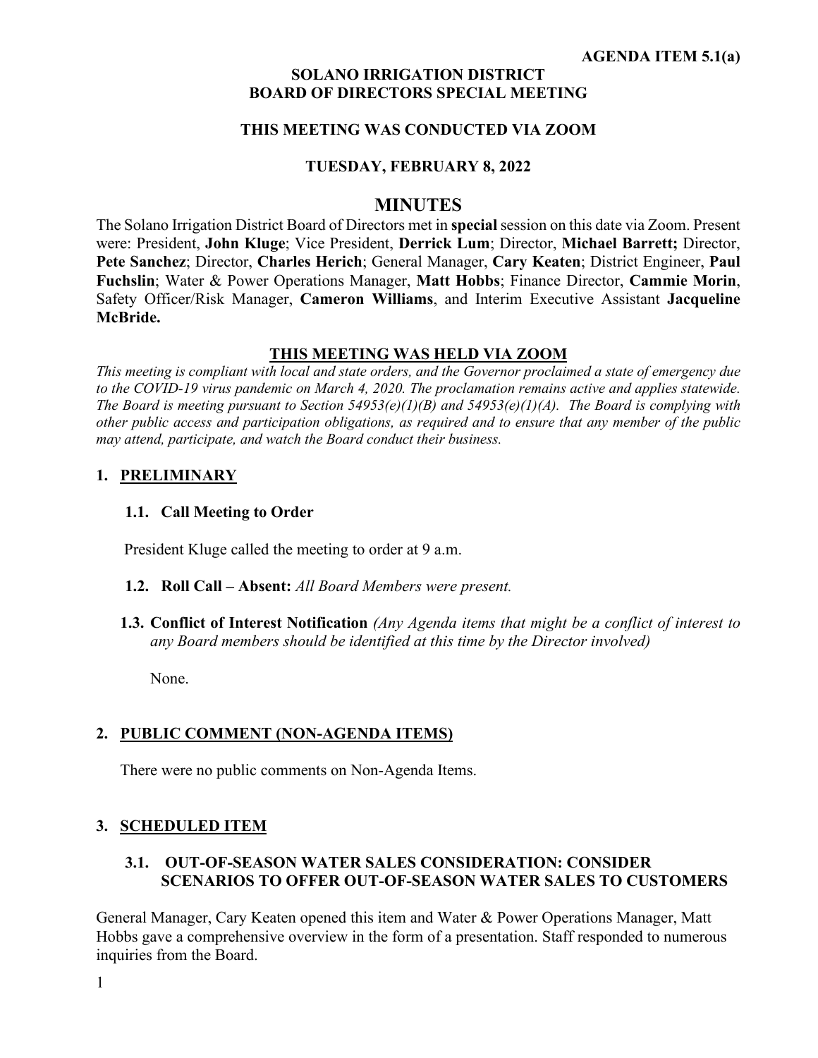**AGENDA ITEM 5.1(a)**

**SOLANO IRRIGATION DISTRICT**
**BOARD OF DIRECTORS SPECIAL MEETING**

**THIS MEETING WAS CONDUCTED VIA ZOOM**

**TUESDAY, FEBRUARY 8, 2022**

# MINUTES

The Solano Irrigation District Board of Directors met in **special** session on this date via Zoom. Present were: President, **John Kluge**; Vice President, **Derrick Lum**; Director, **Michael Barrett;** Director, **Pete Sanchez**; Director, **Charles Herich**; General Manager, **Cary Keaten**; District Engineer, **Paul Fuchslin**; Water & Power Operations Manager, **Matt Hobbs**; Finance Director, **Cammie Morin**, Safety Officer/Risk Manager, **Cameron Williams**, and Interim Executive Assistant **Jacqueline McBride.**

**THIS MEETING WAS HELD VIA ZOOM**

*This meeting is compliant with local and state orders, and the Governor proclaimed a state of emergency due to the COVID-19 virus pandemic on March 4, 2020. The proclamation remains active and applies statewide. The Board is meeting pursuant to Section 54953(e)(1)(B) and 54953(e)(1)(A). The Board is complying with other public access and participation obligations, as required and to ensure that any member of the public may attend, participate, and watch the Board conduct their business.*

## 1. PRELIMINARY

### 1.1. Call Meeting to Order

President Kluge called the meeting to order at 9 a.m.

### 1.2. Roll Call – Absent: *All Board Members were present.*

### 1.3. Conflict of Interest Notification *(Any Agenda items that might be a conflict of interest to any Board members should be identified at this time by the Director involved)*

None.

## 2. PUBLIC COMMENT (NON-AGENDA ITEMS)

There were no public comments on Non-Agenda Items.

## 3. SCHEDULED ITEM

### 3.1. OUT-OF-SEASON WATER SALES CONSIDERATION: CONSIDER SCENARIOS TO OFFER OUT-OF-SEASON WATER SALES TO CUSTOMERS

General Manager, Cary Keaten opened this item and Water & Power Operations Manager, Matt Hobbs gave a comprehensive overview in the form of a presentation. Staff responded to numerous inquiries from the Board.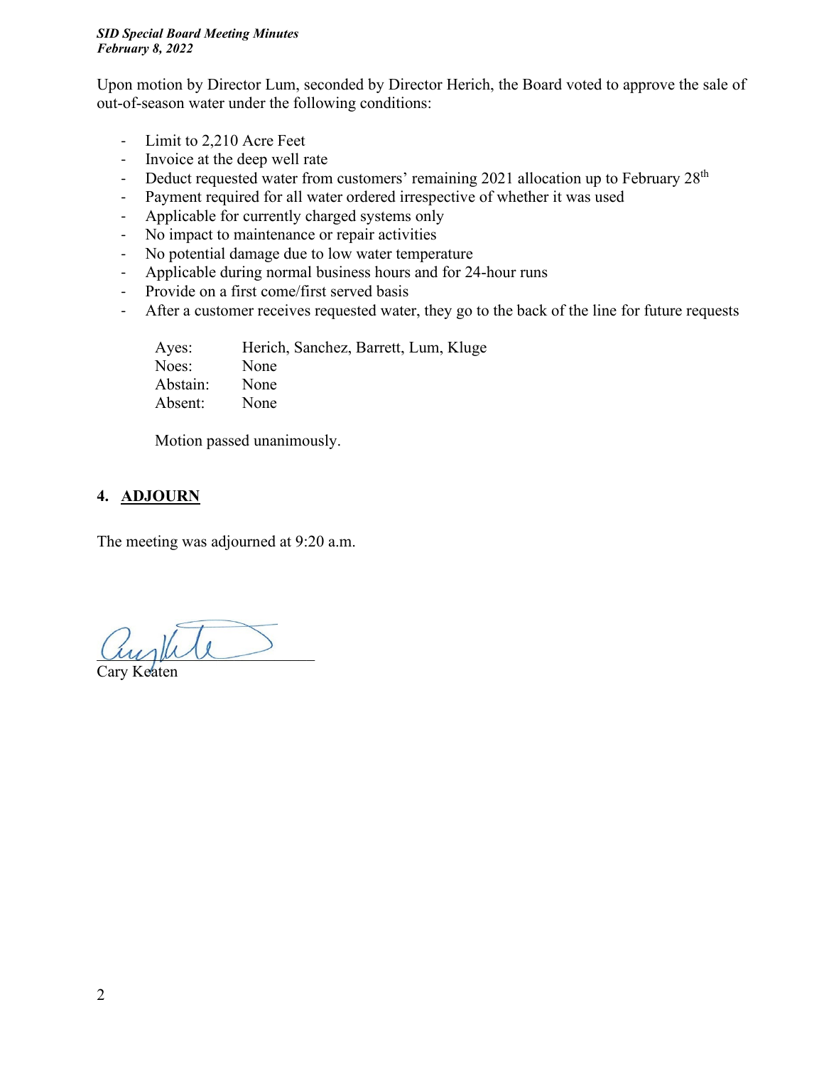Upon motion by Director Lum, seconded by Director Herich, the Board voted to approve the sale of out-of-season water under the following conditions:

- Limit to 2,210 Acre Feet
- Invoice at the deep well rate
- Deduct requested water from customers' remaining 2021 allocation up to February 28th
- Payment required for all water ordered irrespective of whether it was used
- Applicable for currently charged systems only
- No impact to maintenance or repair activities
- No potential damage due to low water temperature
- Applicable during normal business hours and for 24-hour runs
- Provide on a first come/first served basis
- After a customer receives requested water, they go to the back of the line for future requests

| | |
|---|---|
| Ayes: | Herich, Sanchez, Barrett, Lum, Kluge |
| Noes: | None |
| Abstain: | None |
| Absent: | None |

Motion passed unanimously.

## 4. ADJOURN

The meeting was adjourned at 9:20 a.m.

Cary Keaten